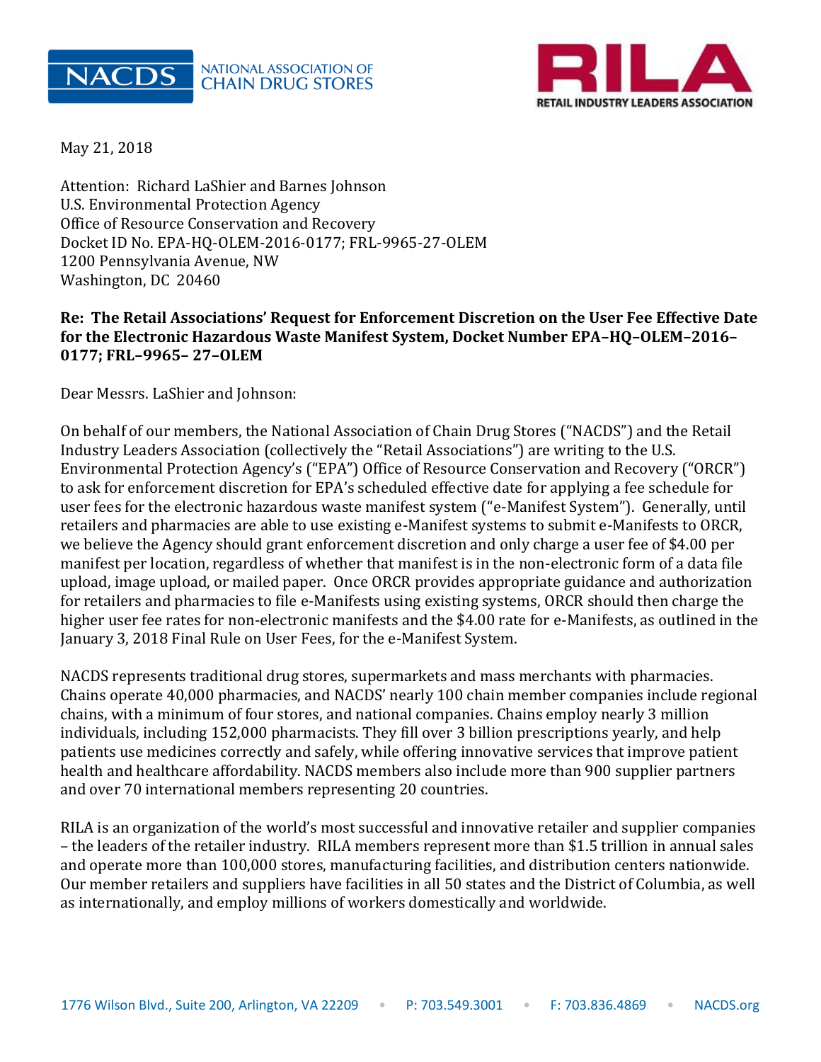May 21, 2018

Attention: Richard LaShier and Barnes Johnson
U.S. Environmental Protection Agency
Office of Resource Conservation and Recovery
Docket ID No. EPA-HQ-OLEM-2016-0177; FRL-9965-27-OLEM
1200 Pennsylvania Avenue, NW
Washington, DC 20460

**Re: The Retail Associations' Request for Enforcement Discretion on the User Fee Effective Date for the Electronic Hazardous Waste Manifest System, Docket Number EPA–HQ–OLEM–2016–0177; FRL–9965– 27–OLEM**

Dear Messrs. LaShier and Johnson:

On behalf of our members, the National Association of Chain Drug Stores ("NACDS") and the Retail Industry Leaders Association (collectively the "Retail Associations") are writing to the U.S. Environmental Protection Agency's ("EPA") Office of Resource Conservation and Recovery ("ORCR") to ask for enforcement discretion for EPA's scheduled effective date for applying a fee schedule for user fees for the electronic hazardous waste manifest system ("e-Manifest System"). Generally, until retailers and pharmacies are able to use existing e-Manifest systems to submit e-Manifests to ORCR, we believe the Agency should grant enforcement discretion and only charge a user fee of $4.00 per manifest per location, regardless of whether that manifest is in the non-electronic form of a data file upload, image upload, or mailed paper. Once ORCR provides appropriate guidance and authorization for retailers and pharmacies to file e-Manifests using existing systems, ORCR should then charge the higher user fee rates for non-electronic manifests and the $4.00 rate for e-Manifests, as outlined in the January 3, 2018 Final Rule on User Fees, for the e-Manifest System.

NACDS represents traditional drug stores, supermarkets and mass merchants with pharmacies. Chains operate 40,000 pharmacies, and NACDS' nearly 100 chain member companies include regional chains, with a minimum of four stores, and national companies. Chains employ nearly 3 million individuals, including 152,000 pharmacists. They fill over 3 billion prescriptions yearly, and help patients use medicines correctly and safely, while offering innovative services that improve patient health and healthcare affordability. NACDS members also include more than 900 supplier partners and over 70 international members representing 20 countries.

RILA is an organization of the world's most successful and innovative retailer and supplier companies – the leaders of the retailer industry. RILA members represent more than $1.5 trillion in annual sales and operate more than 100,000 stores, manufacturing facilities, and distribution centers nationwide. Our member retailers and suppliers have facilities in all 50 states and the District of Columbia, as well as internationally, and employ millions of workers domestically and worldwide.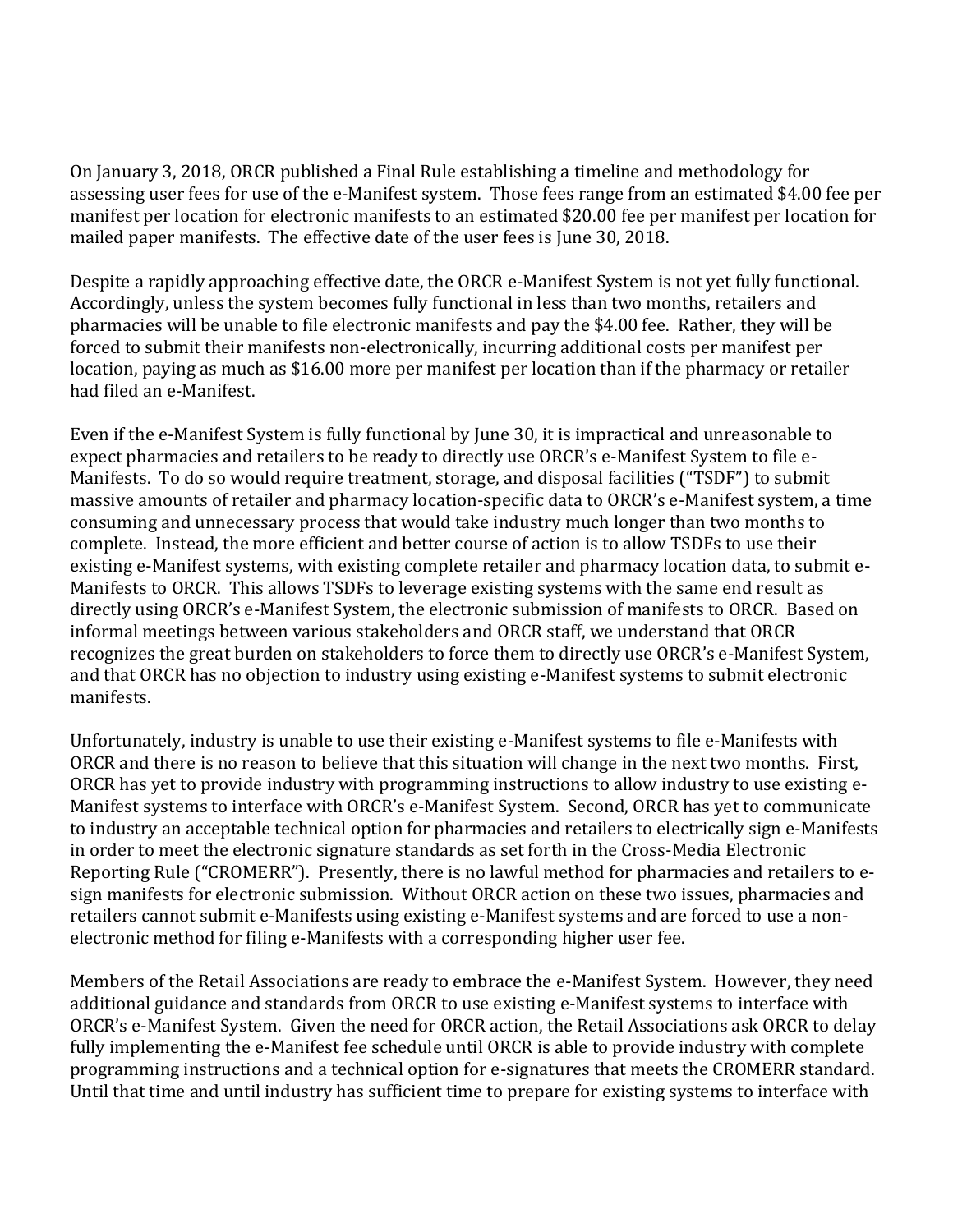On January 3, 2018, ORCR published a Final Rule establishing a timeline and methodology for assessing user fees for use of the e-Manifest system. Those fees range from an estimated $4.00 fee per manifest per location for electronic manifests to an estimated $20.00 fee per manifest per location for mailed paper manifests. The effective date of the user fees is June 30, 2018.

Despite a rapidly approaching effective date, the ORCR e-Manifest System is not yet fully functional. Accordingly, unless the system becomes fully functional in less than two months, retailers and pharmacies will be unable to file electronic manifests and pay the $4.00 fee. Rather, they will be forced to submit their manifests non-electronically, incurring additional costs per manifest per location, paying as much as $16.00 more per manifest per location than if the pharmacy or retailer had filed an e-Manifest.

Even if the e-Manifest System is fully functional by June 30, it is impractical and unreasonable to expect pharmacies and retailers to be ready to directly use ORCR's e-Manifest System to file e-Manifests. To do so would require treatment, storage, and disposal facilities ("TSDF") to submit massive amounts of retailer and pharmacy location-specific data to ORCR's e-Manifest system, a time consuming and unnecessary process that would take industry much longer than two months to complete. Instead, the more efficient and better course of action is to allow TSDFs to use their existing e-Manifest systems, with existing complete retailer and pharmacy location data, to submit e-Manifests to ORCR. This allows TSDFs to leverage existing systems with the same end result as directly using ORCR's e-Manifest System, the electronic submission of manifests to ORCR. Based on informal meetings between various stakeholders and ORCR staff, we understand that ORCR recognizes the great burden on stakeholders to force them to directly use ORCR's e-Manifest System, and that ORCR has no objection to industry using existing e-Manifest systems to submit electronic manifests.

Unfortunately, industry is unable to use their existing e-Manifest systems to file e-Manifests with ORCR and there is no reason to believe that this situation will change in the next two months. First, ORCR has yet to provide industry with programming instructions to allow industry to use existing e-Manifest systems to interface with ORCR's e-Manifest System. Second, ORCR has yet to communicate to industry an acceptable technical option for pharmacies and retailers to electrically sign e-Manifests in order to meet the electronic signature standards as set forth in the Cross-Media Electronic Reporting Rule ("CROMERR"). Presently, there is no lawful method for pharmacies and retailers to e-sign manifests for electronic submission. Without ORCR action on these two issues, pharmacies and retailers cannot submit e-Manifests using existing e-Manifest systems and are forced to use a non-electronic method for filing e-Manifests with a corresponding higher user fee.

Members of the Retail Associations are ready to embrace the e-Manifest System. However, they need additional guidance and standards from ORCR to use existing e-Manifest systems to interface with ORCR's e-Manifest System. Given the need for ORCR action, the Retail Associations ask ORCR to delay fully implementing the e-Manifest fee schedule until ORCR is able to provide industry with complete programming instructions and a technical option for e-signatures that meets the CROMERR standard. Until that time and until industry has sufficient time to prepare for existing systems to interface with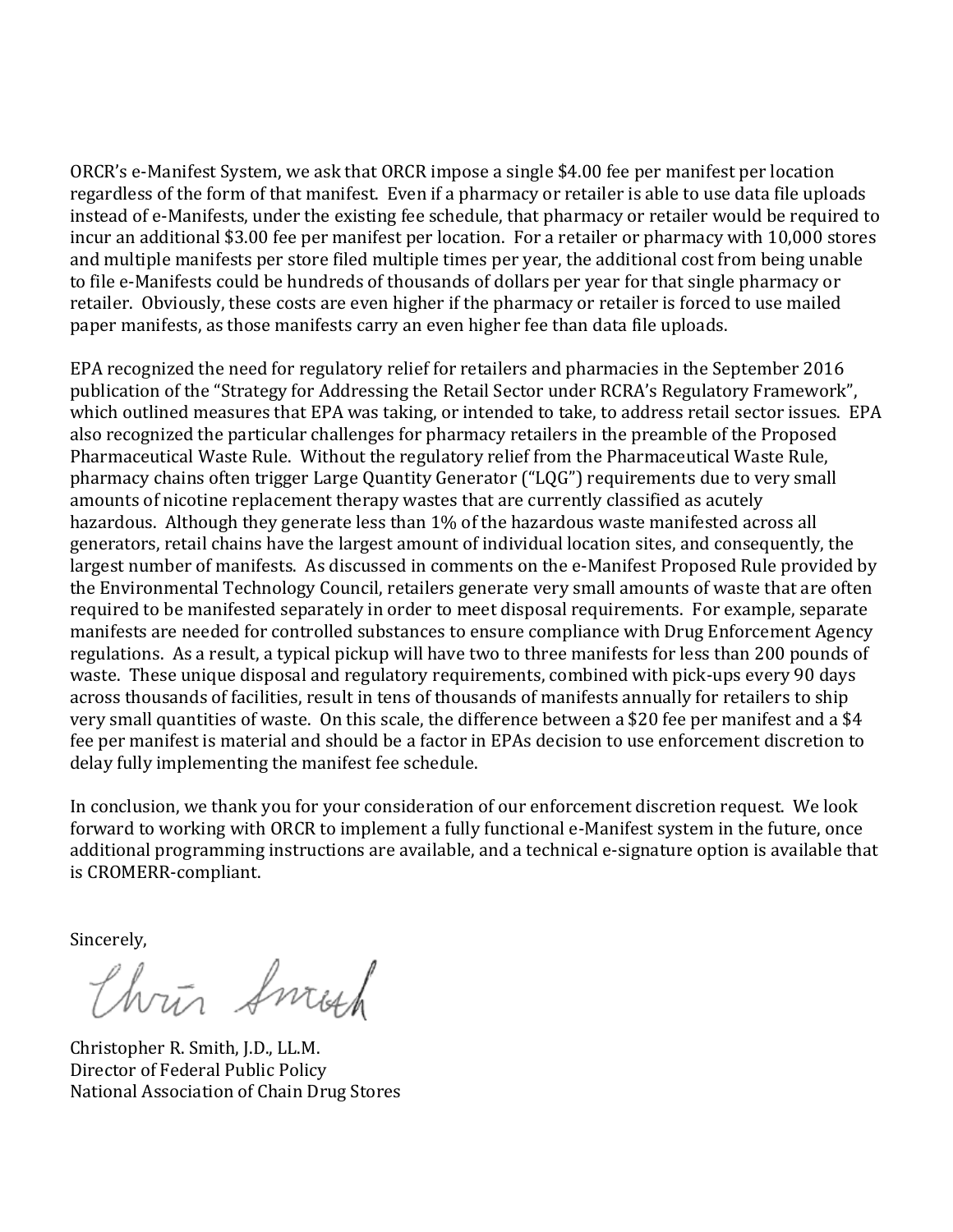ORCR's e-Manifest System, we ask that ORCR impose a single $4.00 fee per manifest per location regardless of the form of that manifest. Even if a pharmacy or retailer is able to use data file uploads instead of e-Manifests, under the existing fee schedule, that pharmacy or retailer would be required to incur an additional $3.00 fee per manifest per location. For a retailer or pharmacy with 10,000 stores and multiple manifests per store filed multiple times per year, the additional cost from being unable to file e-Manifests could be hundreds of thousands of dollars per year for that single pharmacy or retailer. Obviously, these costs are even higher if the pharmacy or retailer is forced to use mailed paper manifests, as those manifests carry an even higher fee than data file uploads.

EPA recognized the need for regulatory relief for retailers and pharmacies in the September 2016 publication of the "Strategy for Addressing the Retail Sector under RCRA's Regulatory Framework", which outlined measures that EPA was taking, or intended to take, to address retail sector issues. EPA also recognized the particular challenges for pharmacy retailers in the preamble of the Proposed Pharmaceutical Waste Rule. Without the regulatory relief from the Pharmaceutical Waste Rule, pharmacy chains often trigger Large Quantity Generator ("LQG") requirements due to very small amounts of nicotine replacement therapy wastes that are currently classified as acutely hazardous. Although they generate less than 1% of the hazardous waste manifested across all generators, retail chains have the largest amount of individual location sites, and consequently, the largest number of manifests. As discussed in comments on the e-Manifest Proposed Rule provided by the Environmental Technology Council, retailers generate very small amounts of waste that are often required to be manifested separately in order to meet disposal requirements. For example, separate manifests are needed for controlled substances to ensure compliance with Drug Enforcement Agency regulations. As a result, a typical pickup will have two to three manifests for less than 200 pounds of waste. These unique disposal and regulatory requirements, combined with pick-ups every 90 days across thousands of facilities, result in tens of thousands of manifests annually for retailers to ship very small quantities of waste. On this scale, the difference between a $20 fee per manifest and a $4 fee per manifest is material and should be a factor in EPAs decision to use enforcement discretion to delay fully implementing the manifest fee schedule.

In conclusion, we thank you for your consideration of our enforcement discretion request. We look forward to working with ORCR to implement a fully functional e-Manifest system in the future, once additional programming instructions are available, and a technical e-signature option is available that is CROMERR-compliant.

Sincerely,

Chris Smith

Christopher R. Smith, J.D., LL.M.  
Director of Federal Public Policy  
National Association of Chain Drug Stores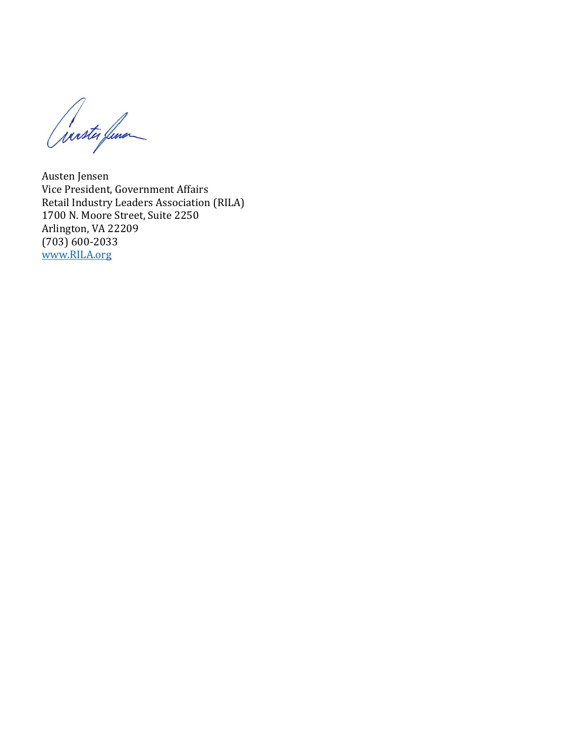Austen Jensen
Vice President, Government Affairs
Retail Industry Leaders Association (RILA)
1700 N. Moore Street, Suite 2250
Arlington, VA 22209
(703) 600-2033
www.RILA.org